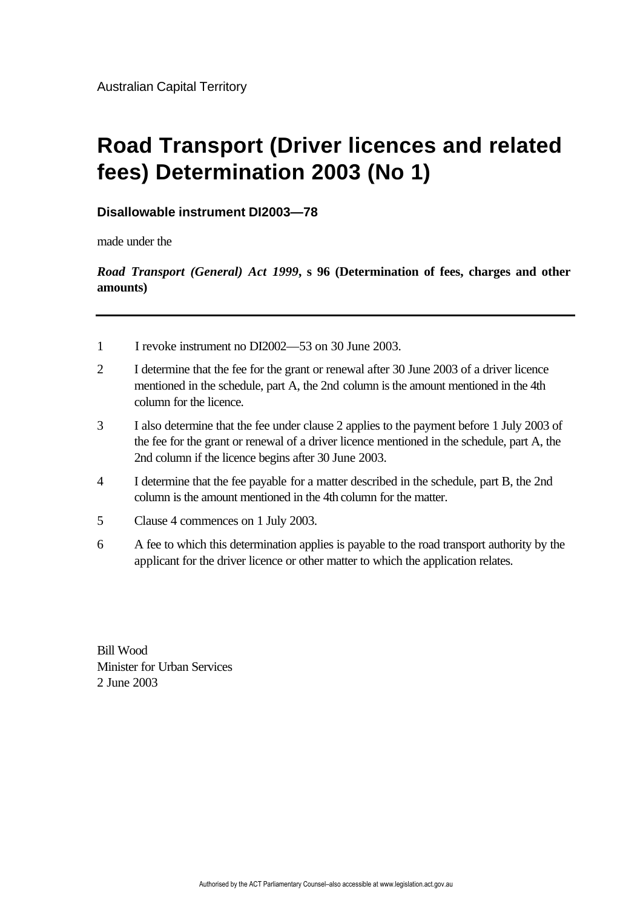Australian Capital Territory

# Road Transport (Driver licences and related fees) Determination 2003 (No 1)

**Disallowable instrument DI2003—78**

made under the

***Road Transport (General) Act 1999*, s 96 (Determination of fees, charges and other amounts)**

---

1 I revoke instrument no DI2002—53 on 30 June 2003.

2 I determine that the fee for the grant or renewal after 30 June 2003 of a driver licence mentioned in the schedule, part A, the 2nd column is the amount mentioned in the 4th column for the licence.

3 I also determine that the fee under clause 2 applies to the payment before 1 July 2003 of the fee for the grant or renewal of a driver licence mentioned in the schedule, part A, the 2nd column if the licence begins after 30 June 2003.

4 I determine that the fee payable for a matter described in the schedule, part B, the 2nd column is the amount mentioned in the 4th column for the matter.

5 Clause 4 commences on 1 July 2003.

6 A fee to which this determination applies is payable to the road transport authority by the applicant for the driver licence or other matter to which the application relates.

Bill Wood
Minister for Urban Services
2 June 2003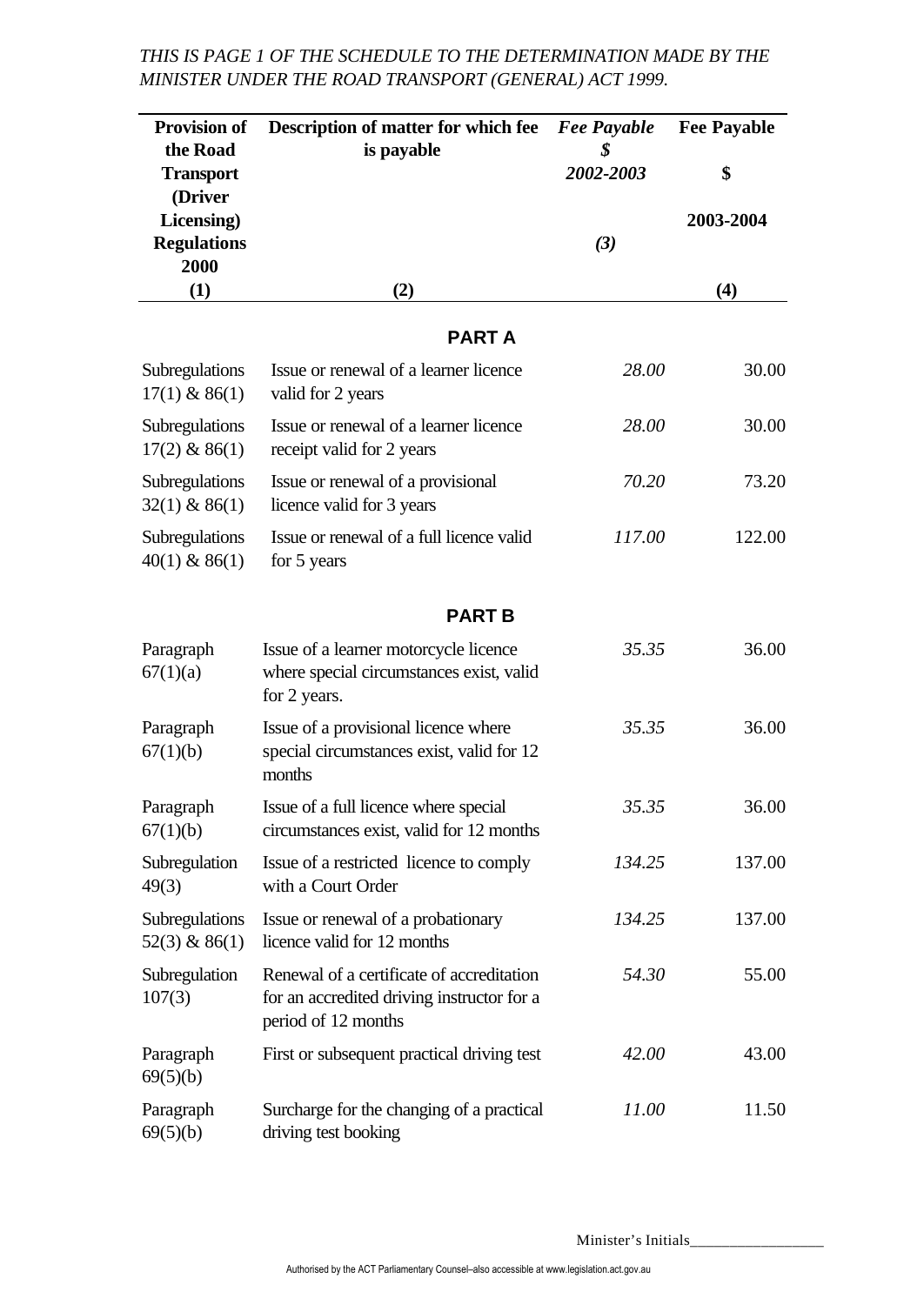*THIS IS PAGE 1 OF THE SCHEDULE TO THE DETERMINATION MADE BY THE MINISTER UNDER THE ROAD TRANSPORT (GENERAL) ACT 1999.*

| **Provision of the Road Transport (Driver Licensing) Regulations 2000** | **Description of matter for which fee is payable** | ***Fee Payable $ 2002-2003*** | **Fee Payable $ 2003-2004** |
|---|---|---|---|
| **(1)** | **(2)** | ***(3)*** | **(4)** |
| | **PART A** | | |
| Subregulations 17(1) & 86(1) | Issue or renewal of a learner licence valid for 2 years | *28.00* | 30.00 |
| Subregulations 17(2) & 86(1) | Issue or renewal of a learner licence receipt valid for 2 years | *28.00* | 30.00 |
| Subregulations 32(1) & 86(1) | Issue or renewal of a provisional licence valid for 3 years | *70.20* | 73.20 |
| Subregulations 40(1) & 86(1) | Issue or renewal of a full licence valid for 5 years | *117.00* | 122.00 |
| | **PART B** | | |
| Paragraph 67(1)(a) | Issue of a learner motorcycle licence where special circumstances exist, valid for 2 years. | *35.35* | 36.00 |
| Paragraph 67(1)(b) | Issue of a provisional licence where special circumstances exist, valid for 12 months | *35.35* | 36.00 |
| Paragraph 67(1)(b) | Issue of a full licence where special circumstances exist, valid for 12 months | *35.35* | 36.00 |
| Subregulation 49(3) | Issue of a restricted licence to comply with a Court Order | *134.25* | 137.00 |
| Subregulations 52(3) & 86(1) | Issue or renewal of a probationary licence valid for 12 months | *134.25* | 137.00 |
| Subregulation 107(3) | Renewal of a certificate of accreditation for an accredited driving instructor for a period of 12 months | *54.30* | 55.00 |
| Paragraph 69(5)(b) | First or subsequent practical driving test | *42.00* | 43.00 |
| Paragraph 69(5)(b) | Surcharge for the changing of a practical driving test booking | *11.00* | 11.50 |

Minister's Initials_________________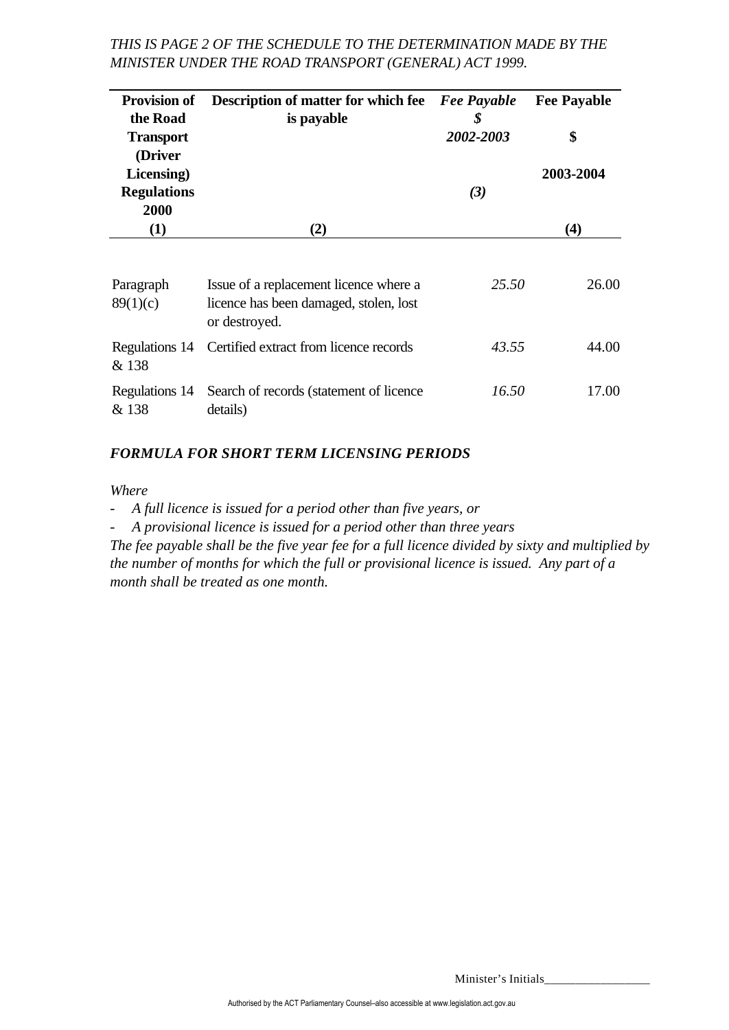*THIS IS PAGE 2 OF THE SCHEDULE TO THE DETERMINATION MADE BY THE MINISTER UNDER THE ROAD TRANSPORT (GENERAL) ACT 1999.*

| **Provision of the Road Transport (Driver Licensing) Regulations 2000** (1) | **Description of matter for which fee is payable** (2) | ***Fee Payable $ 2002-2003*** *(3)* | **Fee Payable $ 2003-2004** (4) |
|---|---|---|---|
| Paragraph 89(1)(c) | Issue of a replacement licence where a licence has been damaged, stolen, lost or destroyed. | *25.50* | 26.00 |
| Regulations 14 & 138 | Certified extract from licence records | *43.55* | 44.00 |
| Regulations 14 & 138 | Search of records (statement of licence details) | *16.50* | 17.00 |

***FORMULA FOR SHORT TERM LICENSING PERIODS***

*Where*

- *A full licence is issued for a period other than five years, or*
- *A provisional licence is issued for a period other than three years*

*The fee payable shall be the five year fee for a full licence divided by sixty and multiplied by the number of months for which the full or provisional licence is issued. Any part of a month shall be treated as one month.*

Minister's Initials_________________